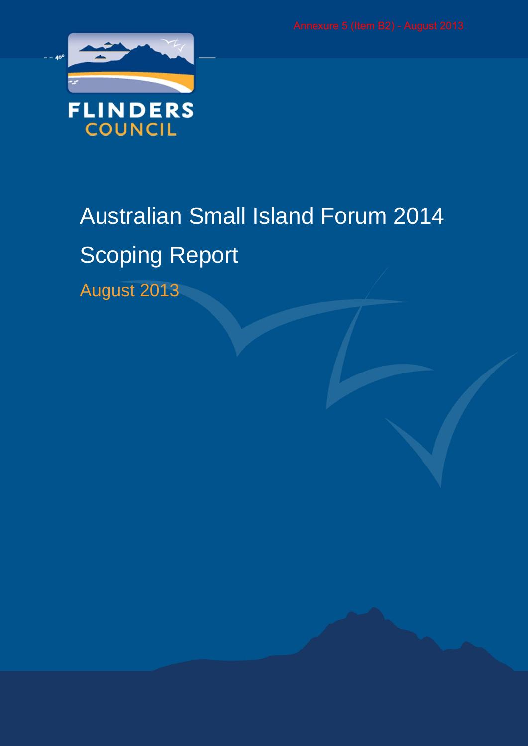Annexure 5 (Item B2) - August 2013

FLINDERS COUNCIL

# Australian Small Island Forum 2014

# Scoping Report

August 2013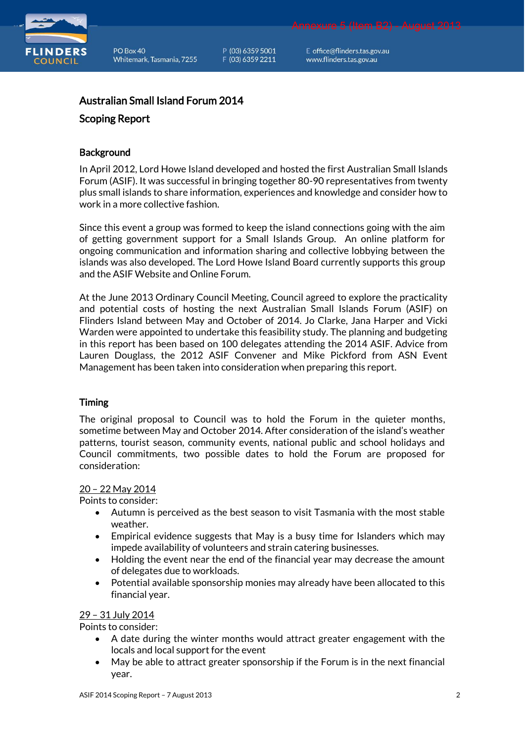## Australian Small Island Forum 2014

## Scoping Report

### Background

In April 2012, Lord Howe Island developed and hosted the first Australian Small Islands Forum (ASIF). It was successful in bringing together 80-90 representatives from twenty plus small islands to share information, experiences and knowledge and consider how to work in a more collective fashion.

Since this event a group was formed to keep the island connections going with the aim of getting government support for a Small Islands Group. An online platform for ongoing communication and information sharing and collective lobbying between the islands was also developed. The Lord Howe Island Board currently supports this group and the ASIF Website and Online Forum.

At the June 2013 Ordinary Council Meeting, Council agreed to explore the practicality and potential costs of hosting the next Australian Small Islands Forum (ASIF) on Flinders Island between May and October of 2014. Jo Clarke, Jana Harper and Vicki Warden were appointed to undertake this feasibility study. The planning and budgeting in this report has been based on 100 delegates attending the 2014 ASIF. Advice from Lauren Douglass, the 2012 ASIF Convener and Mike Pickford from ASN Event Management has been taken into consideration when preparing this report.

### Timing

The original proposal to Council was to hold the Forum in the quieter months, sometime between May and October 2014. After consideration of the island's weather patterns, tourist season, community events, national public and school holidays and Council commitments, two possible dates to hold the Forum are proposed for consideration:

<u>20 – 22 May 2014</u>
Points to consider:

- Autumn is perceived as the best season to visit Tasmania with the most stable weather.
- Empirical evidence suggests that May is a busy time for Islanders which may impede availability of volunteers and strain catering businesses.
- Holding the event near the end of the financial year may decrease the amount of delegates due to workloads.
- Potential available sponsorship monies may already have been allocated to this financial year.

<u>29 – 31 July 2014</u>
Points to consider:

- A date during the winter months would attract greater engagement with the locals and local support for the event
- May be able to attract greater sponsorship if the Forum is in the next financial year.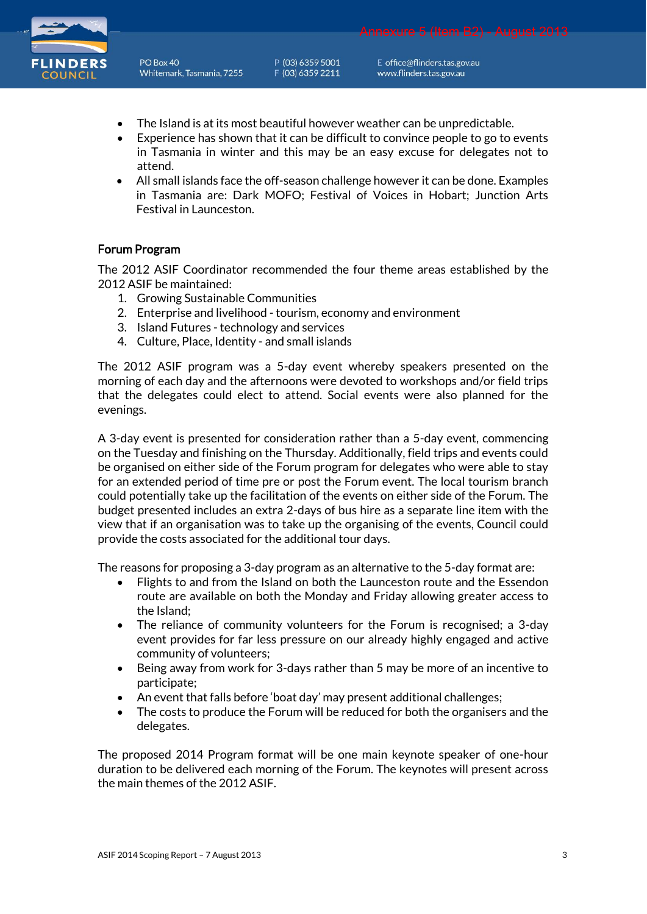- The Island is at its most beautiful however weather can be unpredictable.
- Experience has shown that it can be difficult to convince people to go to events in Tasmania in winter and this may be an easy excuse for delegates not to attend.
- All small islands face the off-season challenge however it can be done. Examples in Tasmania are: Dark MOFO; Festival of Voices in Hobart; Junction Arts Festival in Launceston.

## Forum Program

The 2012 ASIF Coordinator recommended the four theme areas established by the 2012 ASIF be maintained:

1. Growing Sustainable Communities
2. Enterprise and livelihood - tourism, economy and environment
3. Island Futures - technology and services
4. Culture, Place, Identity - and small islands

The 2012 ASIF program was a 5-day event whereby speakers presented on the morning of each day and the afternoons were devoted to workshops and/or field trips that the delegates could elect to attend. Social events were also planned for the evenings.

A 3-day event is presented for consideration rather than a 5-day event, commencing on the Tuesday and finishing on the Thursday. Additionally, field trips and events could be organised on either side of the Forum program for delegates who were able to stay for an extended period of time pre or post the Forum event. The local tourism branch could potentially take up the facilitation of the events on either side of the Forum. The budget presented includes an extra 2-days of bus hire as a separate line item with the view that if an organisation was to take up the organising of the events, Council could provide the costs associated for the additional tour days.

The reasons for proposing a 3-day program as an alternative to the 5-day format are:

- Flights to and from the Island on both the Launceston route and the Essendon route are available on both the Monday and Friday allowing greater access to the Island;
- The reliance of community volunteers for the Forum is recognised; a 3-day event provides for far less pressure on our already highly engaged and active community of volunteers;
- Being away from work for 3-days rather than 5 may be more of an incentive to participate;
- An event that falls before 'boat day' may present additional challenges;
- The costs to produce the Forum will be reduced for both the organisers and the delegates.

The proposed 2014 Program format will be one main keynote speaker of one-hour duration to be delivered each morning of the Forum. The keynotes will present across the main themes of the 2012 ASIF.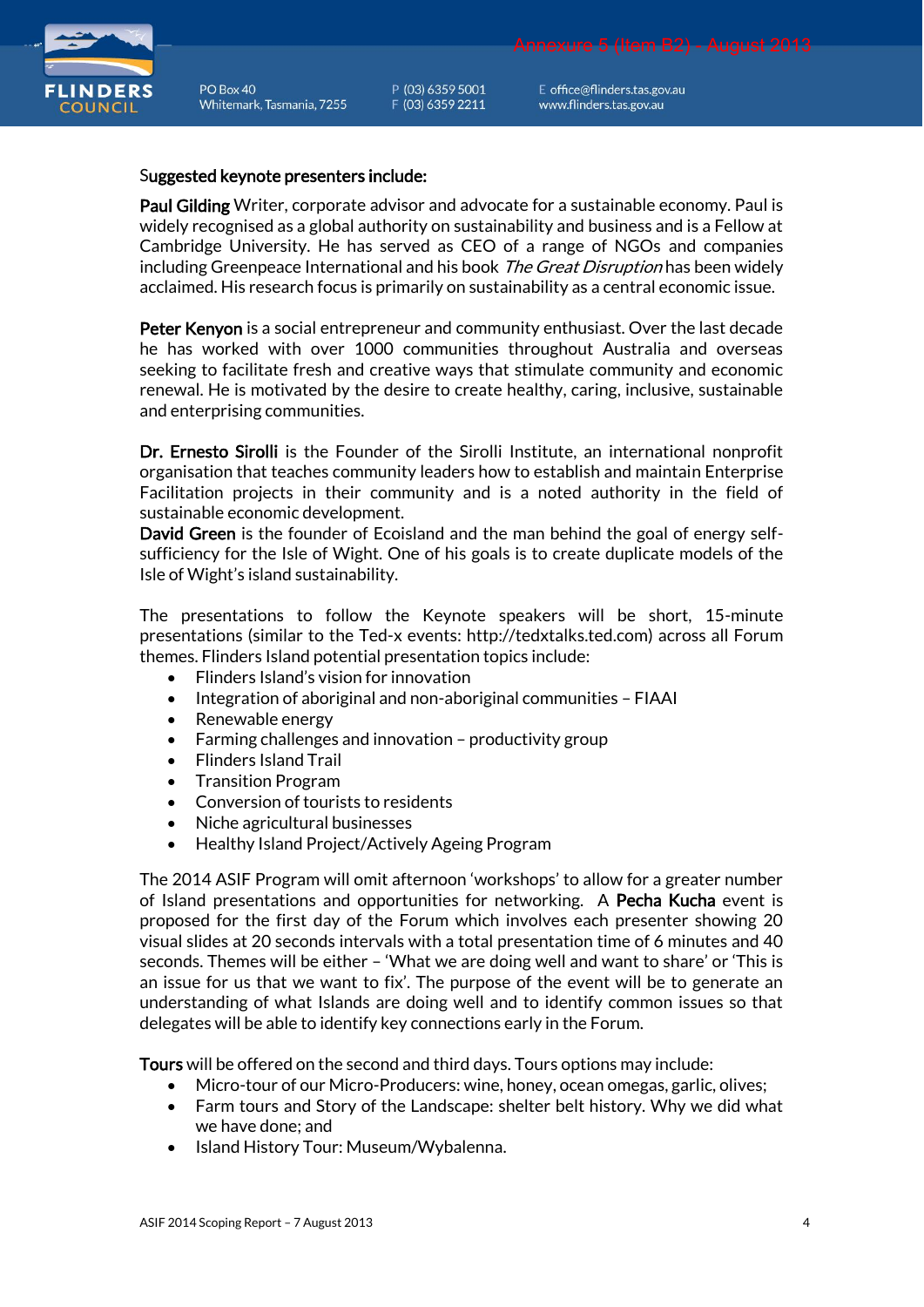Suggested keynote presenters include:

**Paul Gilding** Writer, corporate advisor and advocate for a sustainable economy. Paul is widely recognised as a global authority on sustainability and business and is a Fellow at Cambridge University. He has served as CEO of a range of NGOs and companies including Greenpeace International and his book *The Great Disruption* has been widely acclaimed. His research focus is primarily on sustainability as a central economic issue.

**Peter Kenyon** is a social entrepreneur and community enthusiast. Over the last decade he has worked with over 1000 communities throughout Australia and overseas seeking to facilitate fresh and creative ways that stimulate community and economic renewal. He is motivated by the desire to create healthy, caring, inclusive, sustainable and enterprising communities.

**Dr. Ernesto Sirolli** is the Founder of the Sirolli Institute, an international nonprofit organisation that teaches community leaders how to establish and maintain Enterprise Facilitation projects in their community and is a noted authority in the field of sustainable economic development.

**David Green** is the founder of Ecoisland and the man behind the goal of energy self-sufficiency for the Isle of Wight. One of his goals is to create duplicate models of the Isle of Wight's island sustainability.

The presentations to follow the Keynote speakers will be short, 15-minute presentations (similar to the Ted-x events: http://tedxtalks.ted.com) across all Forum themes. Flinders Island potential presentation topics include:

- Flinders Island's vision for innovation
- Integration of aboriginal and non-aboriginal communities – FIAAI
- Renewable energy
- Farming challenges and innovation – productivity group
- Flinders Island Trail
- Transition Program
- Conversion of tourists to residents
- Niche agricultural businesses
- Healthy Island Project/Actively Ageing Program

The 2014 ASIF Program will omit afternoon 'workshops' to allow for a greater number of Island presentations and opportunities for networking. A **Pecha Kucha** event is proposed for the first day of the Forum which involves each presenter showing 20 visual slides at 20 seconds intervals with a total presentation time of 6 minutes and 40 seconds. Themes will be either – 'What we are doing well and want to share' or 'This is an issue for us that we want to fix'. The purpose of the event will be to generate an understanding of what Islands are doing well and to identify common issues so that delegates will be able to identify key connections early in the Forum.

**Tours** will be offered on the second and third days. Tours options may include:

- Micro-tour of our Micro-Producers: wine, honey, ocean omegas, garlic, olives;
- Farm tours and Story of the Landscape: shelter belt history. Why we did what we have done; and
- Island History Tour: Museum/Wybalenna.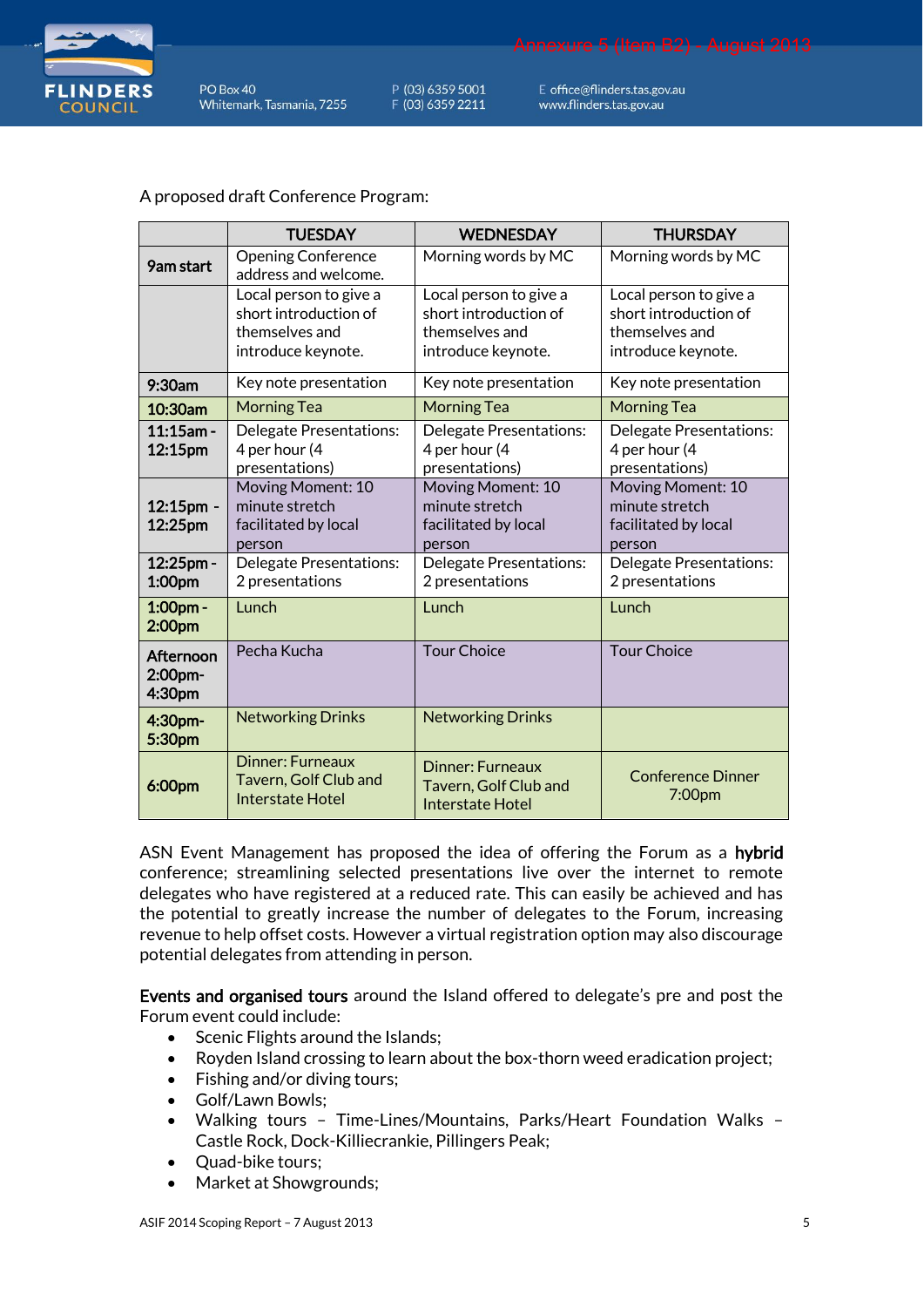A proposed draft Conference Program:

| | TUESDAY | WEDNESDAY | THURSDAY |
|---|---|---|---|
| 9am start | Opening Conference address and welcome. | Morning words by MC | Morning words by MC |
| | Local person to give a short introduction of themselves and introduce keynote. | Local person to give a short introduction of themselves and introduce keynote. | Local person to give a short introduction of themselves and introduce keynote. |
| 9:30am | Key note presentation | Key note presentation | Key note presentation |
| 10:30am | Morning Tea | Morning Tea | Morning Tea |
| 11:15am - 12:15pm | Delegate Presentations: 4 per hour (4 presentations) | Delegate Presentations: 4 per hour (4 presentations) | Delegate Presentations: 4 per hour (4 presentations) |
| 12:15pm - 12:25pm | Moving Moment: 10 minute stretch facilitated by local person | Moving Moment: 10 minute stretch facilitated by local person | Moving Moment: 10 minute stretch facilitated by local person |
| 12:25pm - 1:00pm | Delegate Presentations: 2 presentations | Delegate Presentations: 2 presentations | Delegate Presentations: 2 presentations |
| 1:00pm - 2:00pm | Lunch | Lunch | Lunch |
| Afternoon 2:00pm- 4:30pm | Pecha Kucha | Tour Choice | Tour Choice |
| 4:30pm- 5:30pm | Networking Drinks | Networking Drinks | |
| 6:00pm | Dinner: Furneaux Tavern, Golf Club and Interstate Hotel | Dinner: Furneaux Tavern, Golf Club and Interstate Hotel | Conference Dinner 7:00pm |

ASN Event Management has proposed the idea of offering the Forum as a **hybrid** conference; streamlining selected presentations live over the internet to remote delegates who have registered at a reduced rate. This can easily be achieved and has the potential to greatly increase the number of delegates to the Forum, increasing revenue to help offset costs. However a virtual registration option may also discourage potential delegates from attending in person.

**Events and organised tours** around the Island offered to delegate's pre and post the Forum event could include:

- Scenic Flights around the Islands;
- Royden Island crossing to learn about the box-thorn weed eradication project;
- Fishing and/or diving tours;
- Golf/Lawn Bowls;
- Walking tours – Time-Lines/Mountains, Parks/Heart Foundation Walks – Castle Rock, Dock-Killiecrankie, Pillingers Peak;
- Quad-bike tours;
- Market at Showgrounds;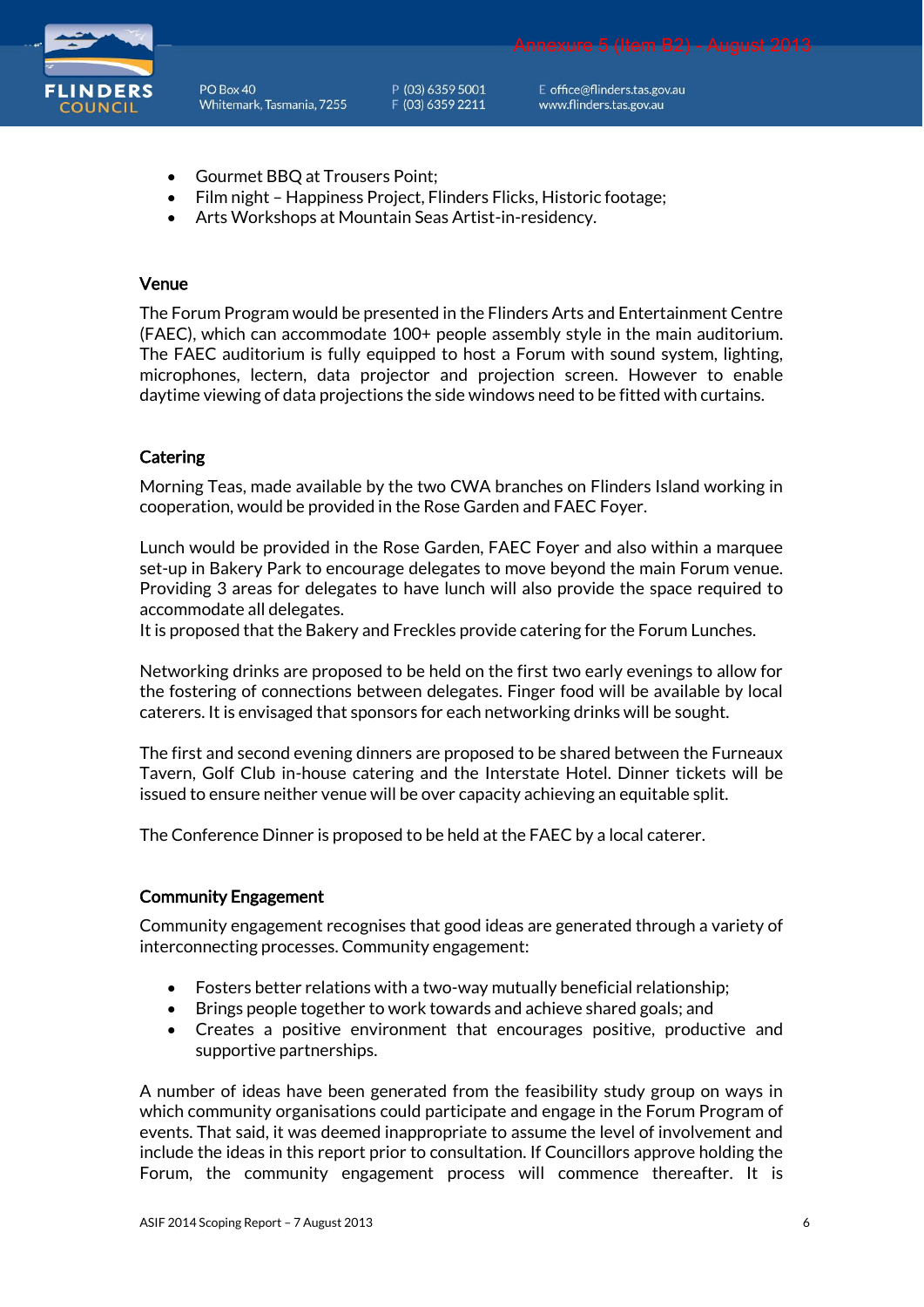- Gourmet BBQ at Trousers Point;
- Film night – Happiness Project, Flinders Flicks, Historic footage;
- Arts Workshops at Mountain Seas Artist-in-residency.

### Venue

The Forum Program would be presented in the Flinders Arts and Entertainment Centre (FAEC), which can accommodate 100+ people assembly style in the main auditorium. The FAEC auditorium is fully equipped to host a Forum with sound system, lighting, microphones, lectern, data projector and projection screen. However to enable daytime viewing of data projections the side windows need to be fitted with curtains.

### Catering

Morning Teas, made available by the two CWA branches on Flinders Island working in cooperation, would be provided in the Rose Garden and FAEC Foyer.

Lunch would be provided in the Rose Garden, FAEC Foyer and also within a marquee set-up in Bakery Park to encourage delegates to move beyond the main Forum venue. Providing 3 areas for delegates to have lunch will also provide the space required to accommodate all delegates.
It is proposed that the Bakery and Freckles provide catering for the Forum Lunches.

Networking drinks are proposed to be held on the first two early evenings to allow for the fostering of connections between delegates. Finger food will be available by local caterers. It is envisaged that sponsors for each networking drinks will be sought.

The first and second evening dinners are proposed to be shared between the Furneaux Tavern, Golf Club in-house catering and the Interstate Hotel. Dinner tickets will be issued to ensure neither venue will be over capacity achieving an equitable split.

The Conference Dinner is proposed to be held at the FAEC by a local caterer.

### Community Engagement

Community engagement recognises that good ideas are generated through a variety of interconnecting processes. Community engagement:

- Fosters better relations with a two-way mutually beneficial relationship;
- Brings people together to work towards and achieve shared goals; and
- Creates a positive environment that encourages positive, productive and supportive partnerships.

A number of ideas have been generated from the feasibility study group on ways in which community organisations could participate and engage in the Forum Program of events. That said, it was deemed inappropriate to assume the level of involvement and include the ideas in this report prior to consultation. If Councillors approve holding the Forum, the community engagement process will commence thereafter. It is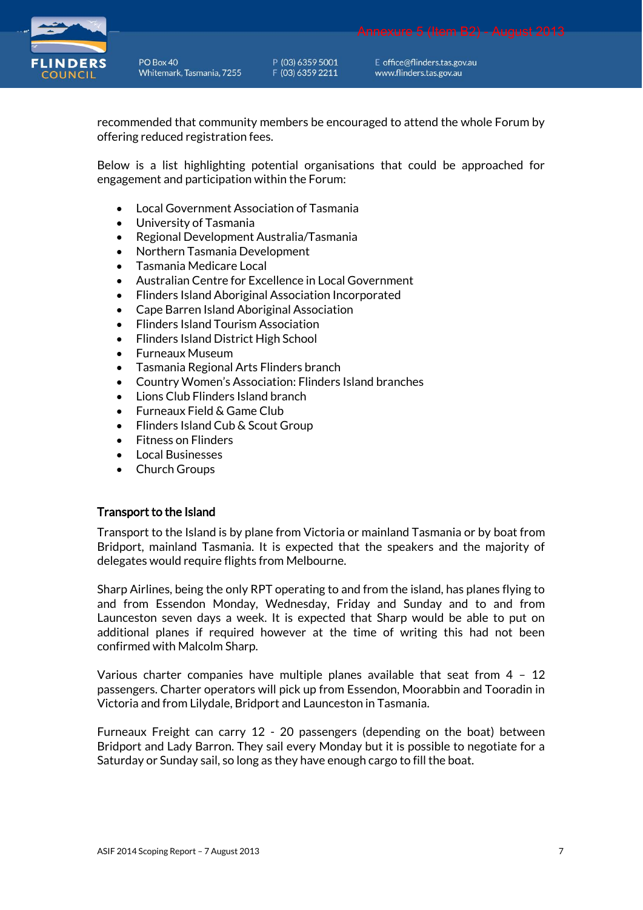recommended that community members be encouraged to attend the whole Forum by offering reduced registration fees.

Below is a list highlighting potential organisations that could be approached for engagement and participation within the Forum:

- Local Government Association of Tasmania
- University of Tasmania
- Regional Development Australia/Tasmania
- Northern Tasmania Development
- Tasmania Medicare Local
- Australian Centre for Excellence in Local Government
- Flinders Island Aboriginal Association Incorporated
- Cape Barren Island Aboriginal Association
- Flinders Island Tourism Association
- Flinders Island District High School
- Furneaux Museum
- Tasmania Regional Arts Flinders branch
- Country Women's Association: Flinders Island branches
- Lions Club Flinders Island branch
- Furneaux Field & Game Club
- Flinders Island Cub & Scout Group
- Fitness on Flinders
- Local Businesses
- Church Groups

## Transport to the Island

Transport to the Island is by plane from Victoria or mainland Tasmania or by boat from Bridport, mainland Tasmania. It is expected that the speakers and the majority of delegates would require flights from Melbourne.

Sharp Airlines, being the only RPT operating to and from the island, has planes flying to and from Essendon Monday, Wednesday, Friday and Sunday and to and from Launceston seven days a week. It is expected that Sharp would be able to put on additional planes if required however at the time of writing this had not been confirmed with Malcolm Sharp.

Various charter companies have multiple planes available that seat from 4 – 12 passengers. Charter operators will pick up from Essendon, Moorabbin and Tooradin in Victoria and from Lilydale, Bridport and Launceston in Tasmania.

Furneaux Freight can carry 12 - 20 passengers (depending on the boat) between Bridport and Lady Barron. They sail every Monday but it is possible to negotiate for a Saturday or Sunday sail, so long as they have enough cargo to fill the boat.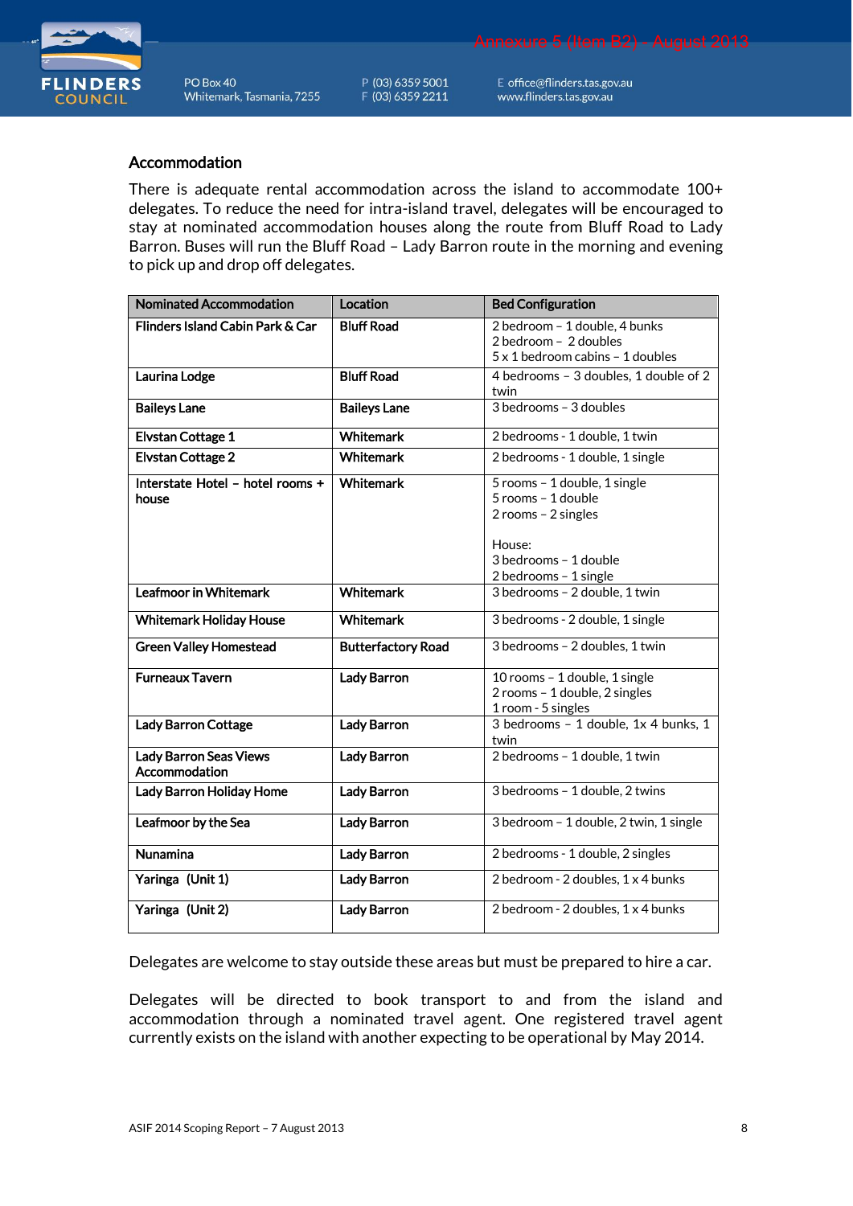## Accommodation

There is adequate rental accommodation across the island to accommodate 100+ delegates. To reduce the need for intra-island travel, delegates will be encouraged to stay at nominated accommodation houses along the route from Bluff Road to Lady Barron. Buses will run the Bluff Road – Lady Barron route in the morning and evening to pick up and drop off delegates.

| Nominated Accommodation | Location | Bed Configuration |
|---|---|---|
| **Flinders Island Cabin Park & Car** | **Bluff Road** | 2 bedroom – 1 double, 4 bunks<br>2 bedroom – 2 doubles<br>5 x 1 bedroom cabins – 1 doubles |
| **Laurina Lodge** | **Bluff Road** | 4 bedrooms – 3 doubles, 1 double of 2 twin |
| **Baileys Lane** | **Baileys Lane** | 3 bedrooms – 3 doubles |
| **Elvstan Cottage 1** | **Whitemark** | 2 bedrooms - 1 double, 1 twin |
| **Elvstan Cottage 2** | **Whitemark** | 2 bedrooms - 1 double, 1 single |
| **Interstate Hotel – hotel rooms + house** | **Whitemark** | 5 rooms – 1 double, 1 single<br>5 rooms – 1 double<br>2 rooms – 2 singles<br><br>House:<br>3 bedrooms – 1 double<br>2 bedrooms – 1 single |
| **Leafmoor in Whitemark** | **Whitemark** | 3 bedrooms – 2 double, 1 twin |
| **Whitemark Holiday House** | **Whitemark** | 3 bedrooms - 2 double, 1 single |
| **Green Valley Homestead** | **Butterfactory Road** | 3 bedrooms – 2 doubles, 1 twin |
| **Furneaux Tavern** | **Lady Barron** | 10 rooms – 1 double, 1 single<br>2 rooms – 1 double, 2 singles<br>1 room - 5 singles |
| **Lady Barron Cottage** | **Lady Barron** | 3 bedrooms – 1 double, 1x 4 bunks, 1 twin |
| **Lady Barron Seas Views Accommodation** | **Lady Barron** | 2 bedrooms – 1 double, 1 twin |
| **Lady Barron Holiday Home** | **Lady Barron** | 3 bedrooms – 1 double, 2 twins |
| **Leafmoor by the Sea** | **Lady Barron** | 3 bedroom – 1 double, 2 twin, 1 single |
| **Nunamina** | **Lady Barron** | 2 bedrooms - 1 double, 2 singles |
| **Yaringa (Unit 1)** | **Lady Barron** | 2 bedroom - 2 doubles, 1 x 4 bunks |
| **Yaringa (Unit 2)** | **Lady Barron** | 2 bedroom - 2 doubles, 1 x 4 bunks |

Delegates are welcome to stay outside these areas but must be prepared to hire a car.

Delegates will be directed to book transport to and from the island and accommodation through a nominated travel agent. One registered travel agent currently exists on the island with another expecting to be operational by May 2014.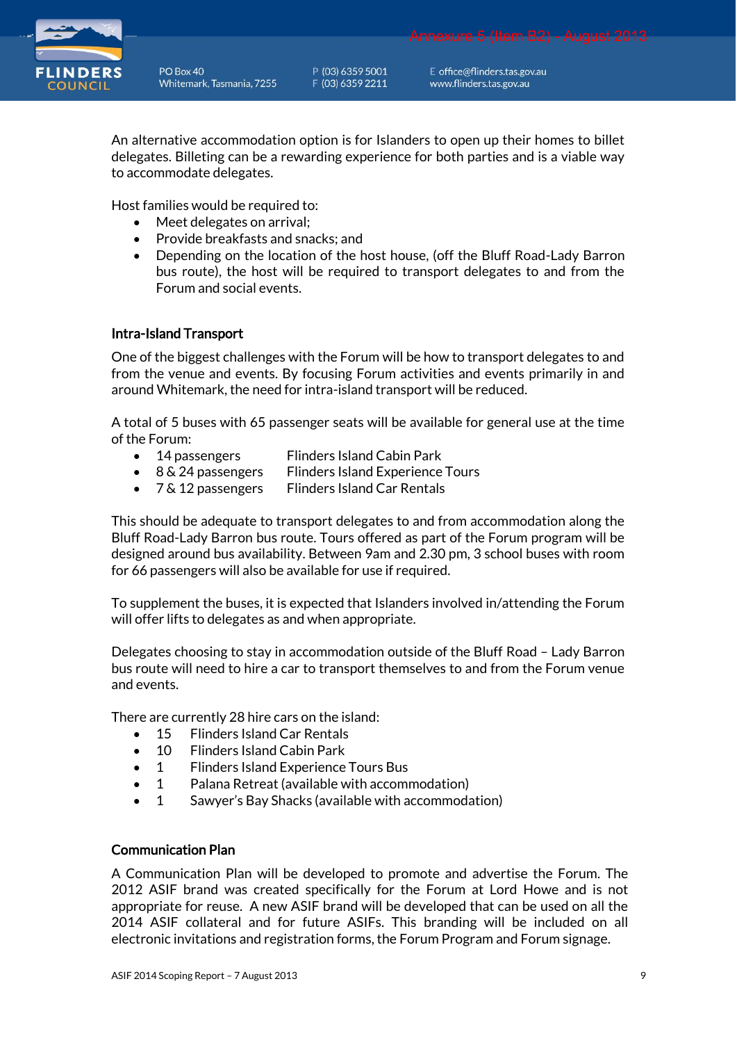An alternative accommodation option is for Islanders to open up their homes to billet delegates. Billeting can be a rewarding experience for both parties and is a viable way to accommodate delegates.

Host families would be required to:

- Meet delegates on arrival;
- Provide breakfasts and snacks; and
- Depending on the location of the host house, (off the Bluff Road-Lady Barron bus route), the host will be required to transport delegates to and from the Forum and social events.

### Intra-Island Transport

One of the biggest challenges with the Forum will be how to transport delegates to and from the venue and events. By focusing Forum activities and events primarily in and around Whitemark, the need for intra-island transport will be reduced.

A total of 5 buses with 65 passenger seats will be available for general use at the time of the Forum:

- 14 passengers — Flinders Island Cabin Park
- 8 & 24 passengers — Flinders Island Experience Tours
- 7 & 12 passengers — Flinders Island Car Rentals

This should be adequate to transport delegates to and from accommodation along the Bluff Road-Lady Barron bus route. Tours offered as part of the Forum program will be designed around bus availability. Between 9am and 2.30 pm, 3 school buses with room for 66 passengers will also be available for use if required.

To supplement the buses, it is expected that Islanders involved in/attending the Forum will offer lifts to delegates as and when appropriate.

Delegates choosing to stay in accommodation outside of the Bluff Road – Lady Barron bus route will need to hire a car to transport themselves to and from the Forum venue and events.

There are currently 28 hire cars on the island:

- 15 Flinders Island Car Rentals
- 10 Flinders Island Cabin Park
- 1 Flinders Island Experience Tours Bus
- 1 Palana Retreat (available with accommodation)
- 1 Sawyer's Bay Shacks (available with accommodation)

### Communication Plan

A Communication Plan will be developed to promote and advertise the Forum. The 2012 ASIF brand was created specifically for the Forum at Lord Howe and is not appropriate for reuse. A new ASIF brand will be developed that can be used on all the 2014 ASIF collateral and for future ASIFs. This branding will be included on all electronic invitations and registration forms, the Forum Program and Forum signage.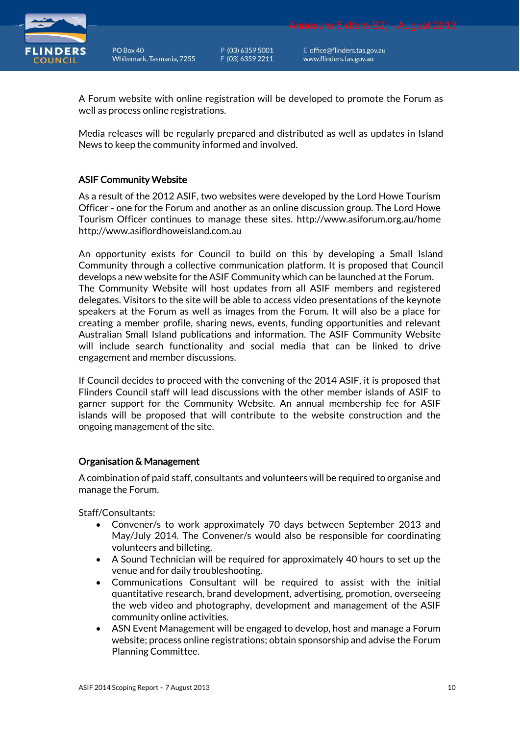A Forum website with online registration will be developed to promote the Forum as well as process online registrations.

Media releases will be regularly prepared and distributed as well as updates in Island News to keep the community informed and involved.

### ASIF Community Website

As a result of the 2012 ASIF, two websites were developed by the Lord Howe Tourism Officer - one for the Forum and another as an online discussion group. The Lord Howe Tourism Officer continues to manage these sites. http://www.asiforum.org.au/home http://www.asiflordhoweisland.com.au

An opportunity exists for Council to build on this by developing a Small Island Community through a collective communication platform. It is proposed that Council develops a new website for the ASIF Community which can be launched at the Forum. The Community Website will host updates from all ASIF members and registered delegates. Visitors to the site will be able to access video presentations of the keynote speakers at the Forum as well as images from the Forum. It will also be a place for creating a member profile, sharing news, events, funding opportunities and relevant Australian Small Island publications and information. The ASIF Community Website will include search functionality and social media that can be linked to drive engagement and member discussions.

If Council decides to proceed with the convening of the 2014 ASIF, it is proposed that Flinders Council staff will lead discussions with the other member islands of ASIF to garner support for the Community Website. An annual membership fee for ASIF islands will be proposed that will contribute to the website construction and the ongoing management of the site.

### Organisation & Management

A combination of paid staff, consultants and volunteers will be required to organise and manage the Forum.

Staff/Consultants:

- Convener/s to work approximately 70 days between September 2013 and May/July 2014. The Convener/s would also be responsible for coordinating volunteers and billeting.
- A Sound Technician will be required for approximately 40 hours to set up the venue and for daily troubleshooting.
- Communications Consultant will be required to assist with the initial quantitative research, brand development, advertising, promotion, overseeing the web video and photography, development and management of the ASIF community online activities.
- ASN Event Management will be engaged to develop, host and manage a Forum website; process online registrations; obtain sponsorship and advise the Forum Planning Committee.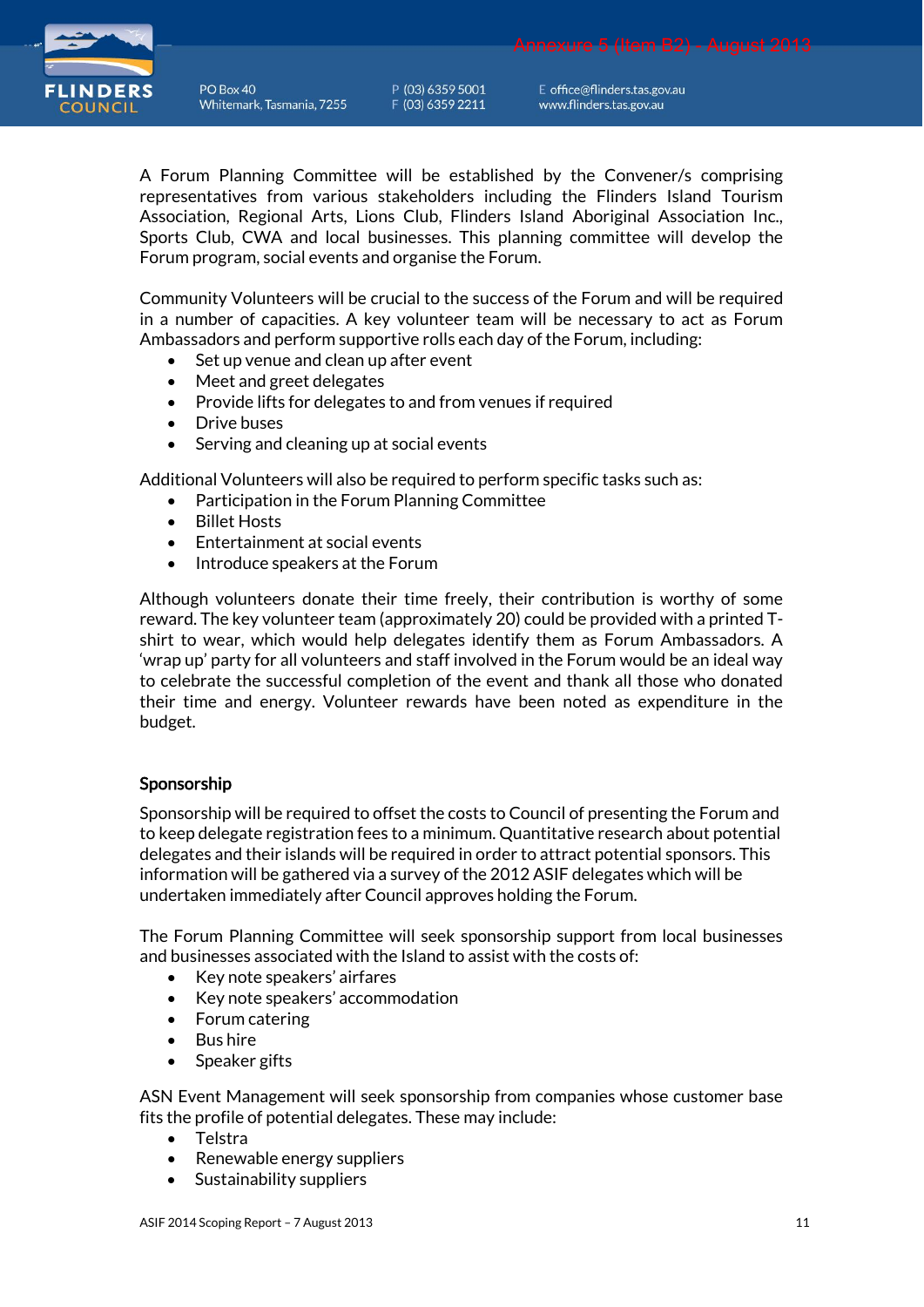A Forum Planning Committee will be established by the Convener/s comprising representatives from various stakeholders including the Flinders Island Tourism Association, Regional Arts, Lions Club, Flinders Island Aboriginal Association Inc., Sports Club, CWA and local businesses. This planning committee will develop the Forum program, social events and organise the Forum.

Community Volunteers will be crucial to the success of the Forum and will be required in a number of capacities. A key volunteer team will be necessary to act as Forum Ambassadors and perform supportive rolls each day of the Forum, including:

- Set up venue and clean up after event
- Meet and greet delegates
- Provide lifts for delegates to and from venues if required
- Drive buses
- Serving and cleaning up at social events

Additional Volunteers will also be required to perform specific tasks such as:

- Participation in the Forum Planning Committee
- Billet Hosts
- Entertainment at social events
- Introduce speakers at the Forum

Although volunteers donate their time freely, their contribution is worthy of some reward. The key volunteer team (approximately 20) could be provided with a printed T-shirt to wear, which would help delegates identify them as Forum Ambassadors. A 'wrap up' party for all volunteers and staff involved in the Forum would be an ideal way to celebrate the successful completion of the event and thank all those who donated their time and energy. Volunteer rewards have been noted as expenditure in the budget.

## Sponsorship

Sponsorship will be required to offset the costs to Council of presenting the Forum and to keep delegate registration fees to a minimum. Quantitative research about potential delegates and their islands will be required in order to attract potential sponsors. This information will be gathered via a survey of the 2012 ASIF delegates which will be undertaken immediately after Council approves holding the Forum.

The Forum Planning Committee will seek sponsorship support from local businesses and businesses associated with the Island to assist with the costs of:

- Key note speakers' airfares
- Key note speakers' accommodation
- Forum catering
- Bus hire
- Speaker gifts

ASN Event Management will seek sponsorship from companies whose customer base fits the profile of potential delegates. These may include:

- Telstra
- Renewable energy suppliers
- Sustainability suppliers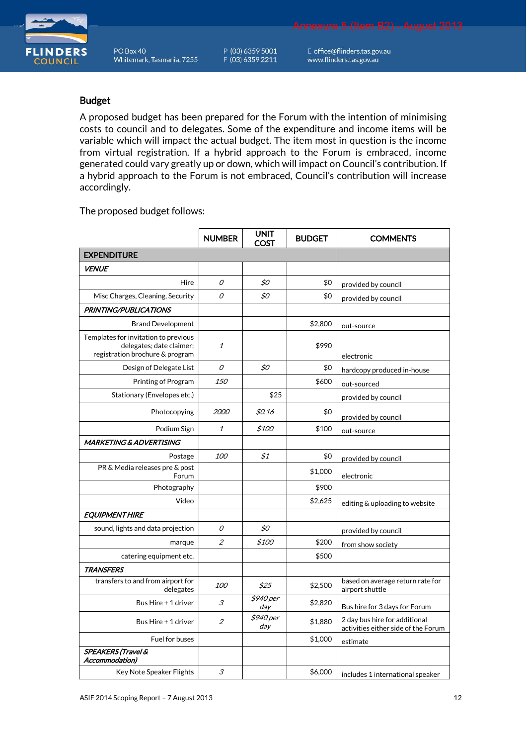## Budget

A proposed budget has been prepared for the Forum with the intention of minimising costs to council and to delegates. Some of the expenditure and income items will be variable which will impact the actual budget. The item most in question is the income from virtual registration. If a hybrid approach to the Forum is embraced, income generated could vary greatly up or down, which will impact on Council's contribution. If a hybrid approach to the Forum is not embraced, Council's contribution will increase accordingly.

The proposed budget follows:

| | NUMBER | UNIT COST | BUDGET | COMMENTS |
|---|---|---|---|---|
| **EXPENDITURE** | | | | |
| ***VENUE*** | | | | |
| Hire | *0* | *$0* | $0 | provided by council |
| Misc Charges, Cleaning, Security | *0* | *$0* | $0 | provided by council |
| ***PRINTING/PUBLICATIONS*** | | | | |
| Brand Development | | | $2,800 | out-source |
| Templates for invitation to previous delegates; date claimer; registration brochure & program | *1* | | $990 | electronic |
| Design of Delegate List | *0* | *$0* | $0 | hardcopy produced in-house |
| Printing of Program | *150* | | $600 | out-sourced |
| Stationary (Envelopes etc.) | | $25 | | provided by council |
| Photocopying | *2000* | *$0.16* | $0 | provided by council |
| Podium Sign | *1* | *$100* | $100 | out-source |
| ***MARKETING & ADVERTISING*** | | | | |
| Postage | *100* | *$1* | $0 | provided by council |
| PR & Media releases pre & post Forum | | | $1,000 | electronic |
| Photography | | | $900 | |
| Video | | | $2,625 | editing & uploading to website |
| ***EQUIPMENT HIRE*** | | | | |
| sound, lights and data projection | *0* | *$0* | | provided by council |
| marque | *2* | *$100* | $200 | from show society |
| catering equipment etc. | | | $500 | |
| ***TRANSFERS*** | | | | |
| transfers to and from airport for delegates | *100* | *$25* | $2,500 | based on average return rate for airport shuttle |
| Bus Hire + 1 driver | *3* | *$940 per day* | $2,820 | Bus hire for 3 days for Forum |
| Bus Hire + 1 driver | *2* | *$940 per day* | $1,880 | 2 day bus hire for additional activities either side of the Forum |
| Fuel for buses | | | $1,000 | estimate |
| ***SPEAKERS (Travel & Accommodation)*** | | | | |
| Key Note Speaker Flights | *3* | | $6,000 | includes 1 international speaker |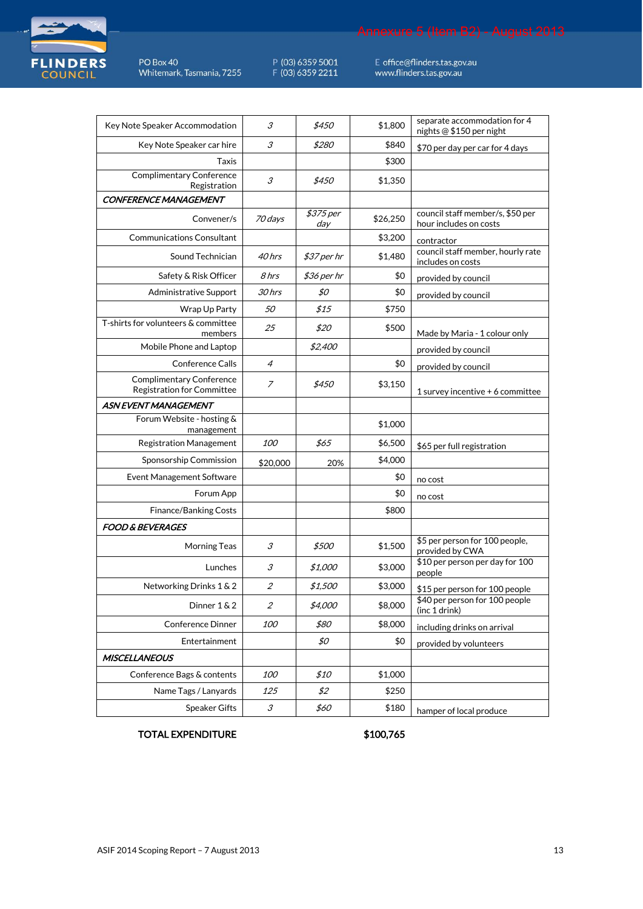Annexure 5 (Item B2) - August 2013

| | | | | |
|---|---|---|---|---|
| Key Note Speaker Accommodation | *3* | *$450* | $1,800 | separate accommodation for 4 nights @ $150 per night |
| Key Note Speaker car hire | *3* | *$280* | $840 | $70 per day per car for 4 days |
| Taxis | | | $300 | |
| Complimentary Conference Registration | *3* | *$450* | $1,350 | |
| ***CONFERENCE MANAGEMENT*** | | | | |
| Convener/s | *70 days* | *$375 per day* | $26,250 | council staff member/s, $50 per hour includes on costs |
| Communications Consultant | | | $3,200 | contractor |
| Sound Technician | *40 hrs* | *$37 per hr* | $1,480 | council staff member, hourly rate includes on costs |
| Safety & Risk Officer | *8 hrs* | *$36 per hr* | $0 | provided by council |
| Administrative Support | *30 hrs* | *$0* | $0 | provided by council |
| Wrap Up Party | *50* | *$15* | $750 | |
| T-shirts for volunteers & committee members | *25* | *$20* | $500 | Made by Maria - 1 colour only |
| Mobile Phone and Laptop | | *$2,400* | | provided by council |
| Conference Calls | *4* | | $0 | provided by council |
| Complimentary Conference Registration for Committee | *7* | *$450* | $3,150 | 1 survey incentive + 6 committee |
| ***ASN EVENT MANAGEMENT*** | | | | |
| Forum Website - hosting & management | | | $1,000 | |
| Registration Management | *100* | *$65* | $6,500 | $65 per full registration |
| Sponsorship Commission | $20,000 | 20% | $4,000 | |
| Event Management Software | | | $0 | no cost |
| Forum App | | | $0 | no cost |
| Finance/Banking Costs | | | $800 | |
| ***FOOD & BEVERAGES*** | | | | |
| Morning Teas | *3* | *$500* | $1,500 | $5 per person for 100 people, provided by CWA |
| Lunches | *3* | *$1,000* | $3,000 | $10 per person per day for 100 people |
| Networking Drinks 1 & 2 | *2* | *$1,500* | $3,000 | $15 per person for 100 people |
| Dinner 1 & 2 | *2* | *$4,000* | $8,000 | $40 per person for 100 people (inc 1 drink) |
| Conference Dinner | *100* | *$80* | $8,000 | including drinks on arrival |
| Entertainment | | *$0* | $0 | provided by volunteers |
| ***MISCELLANEOUS*** | | | | |
| Conference Bags & contents | *100* | *$10* | $1,000 | |
| Name Tags / Lanyards | *125* | *$2* | $250 | |
| Speaker Gifts | *3* | *$60* | $180 | hamper of local produce |

| | | | | |
|---|---|---|---|---|
| **TOTAL EXPENDITURE** | | | **$100,765** | |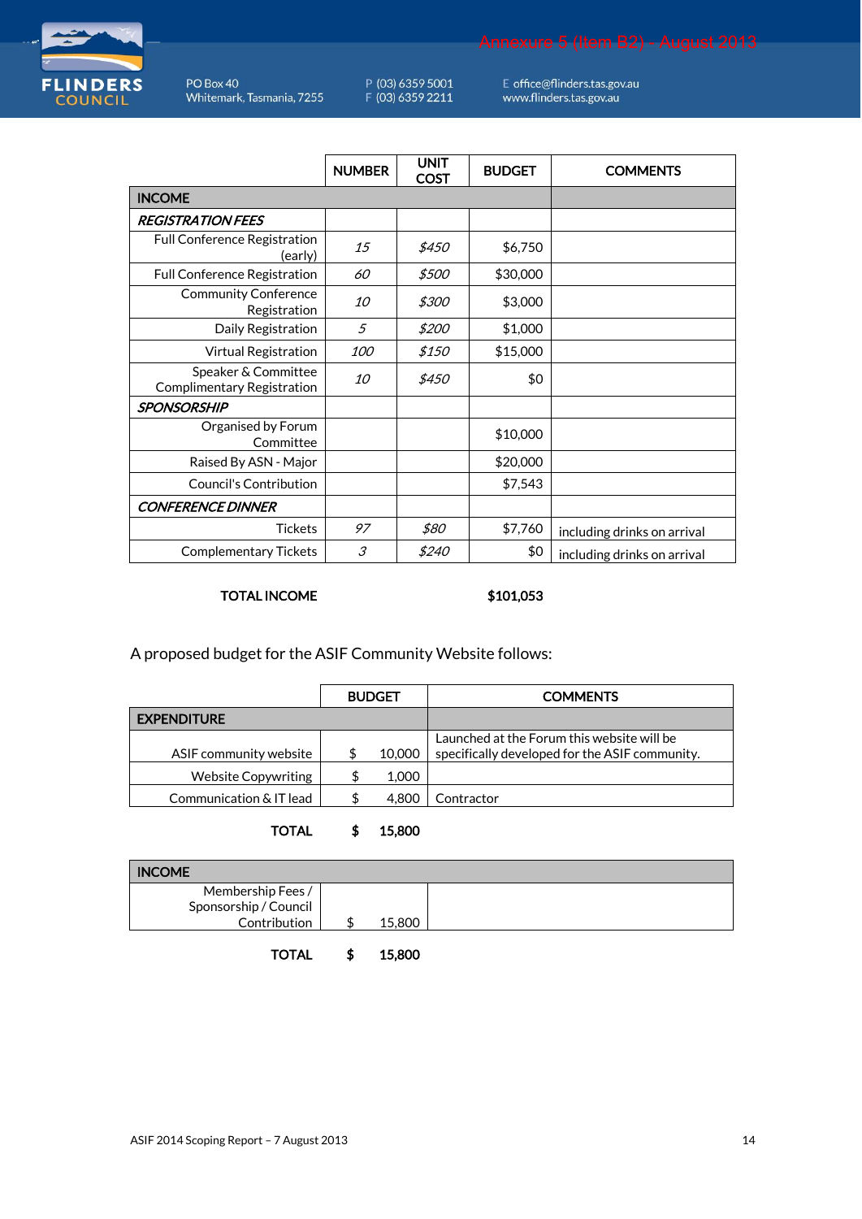Annexure 5 (Item B2) - August 2013

| | NUMBER | UNIT COST | BUDGET | COMMENTS |
|---|---|---|---|---|
| **INCOME** | | | | |
| ***REGISTRATION FEES*** | | | | |
| Full Conference Registration (early) | *15* | *$450* | $6,750 | |
| Full Conference Registration | *60* | *$500* | $30,000 | |
| Community Conference Registration | *10* | *$300* | $3,000 | |
| Daily Registration | *5* | *$200* | $1,000 | |
| Virtual Registration | *100* | *$150* | $15,000 | |
| Speaker & Committee Complimentary Registration | *10* | *$450* | $0 | |
| ***SPONSORSHIP*** | | | | |
| Organised by Forum Committee | | | $10,000 | |
| Raised By ASN - Major | | | $20,000 | |
| Council's Contribution | | | $7,543 | |
| ***CONFERENCE DINNER*** | | | | |
| Tickets | *97* | *$80* | $7,760 | including drinks on arrival |
| Complementary Tickets | *3* | *$240* | $0 | including drinks on arrival |
| **TOTAL INCOME** | | | **$101,053** | |

A proposed budget for the ASIF Community Website follows:

| | BUDGET | COMMENTS |
|---|---|---|
| **EXPENDITURE** | | |
| ASIF community website | $ 10,000 | Launched at the Forum this website will be specifically developed for the ASIF community. |
| Website Copywriting | $ 1,000 | |
| Communication & IT lead | $ 4,800 | Contractor |
| **TOTAL** | **$ 15,800** | |

| | | |
|---|---|---|
| **INCOME** | | |
| Membership Fees / Sponsorship / Council Contribution | $ 15,800 | |
| **TOTAL** | **$ 15,800** | |